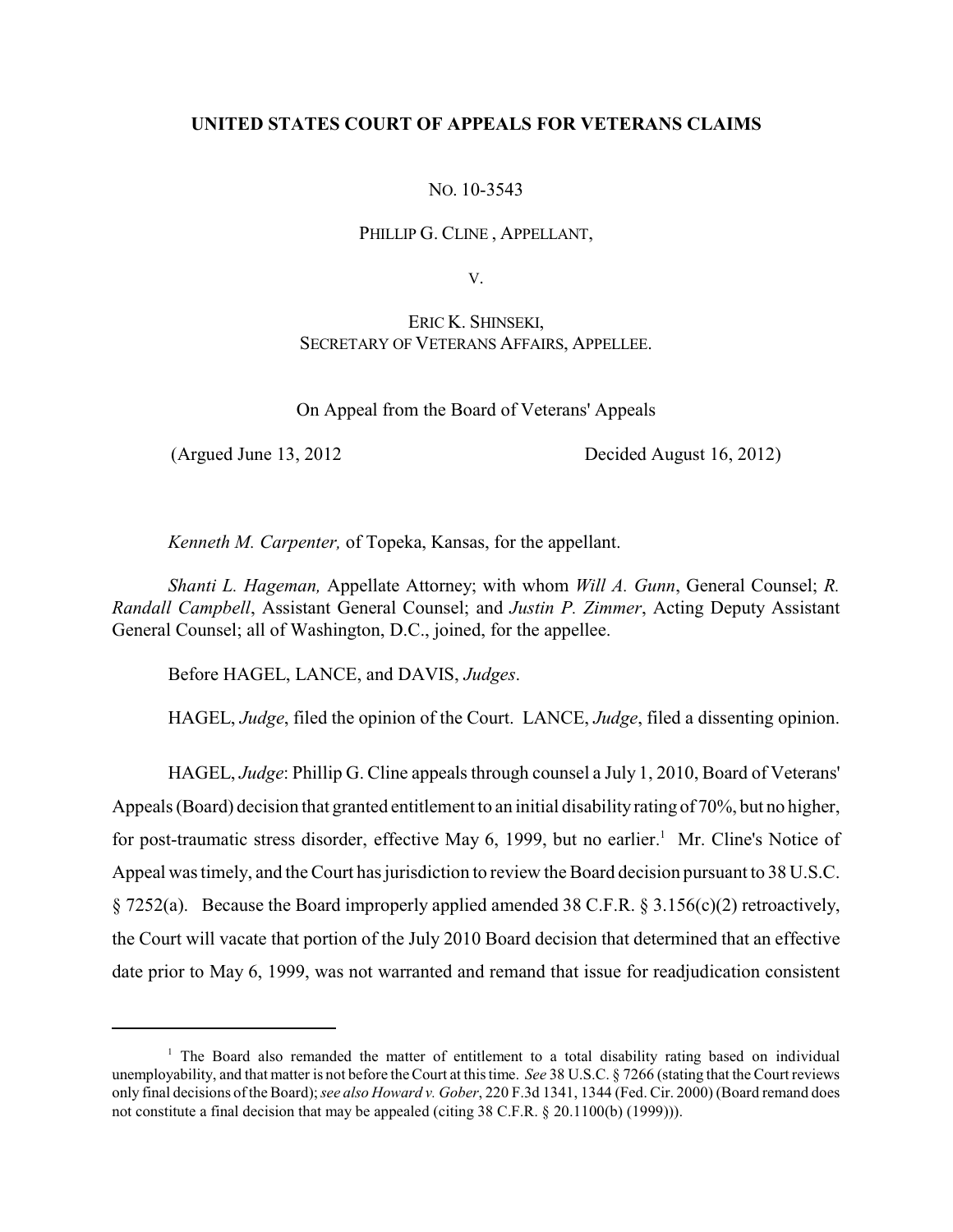**UNITED STATES COURT OF APPEALS FOR VETERANS CLAIMS**

NO. 10-3543

PHILLIP G. CLINE , APPELLANT,

V.

ERIC K. SHINSEKI,
SECRETARY OF VETERANS AFFAIRS, APPELLEE.

On Appeal from the Board of Veterans' Appeals

(Argued June 13, 2012 Decided August 16, 2012)

*Kenneth M. Carpenter,* of Topeka, Kansas, for the appellant.

*Shanti L. Hageman,* Appellate Attorney; with whom *Will A. Gunn*, General Counsel; *R. Randall Campbell*, Assistant General Counsel; and *Justin P. Zimmer*, Acting Deputy Assistant General Counsel; all of Washington, D.C., joined, for the appellee.

Before HAGEL, LANCE, and DAVIS, *Judges*.

HAGEL, *Judge*, filed the opinion of the Court. LANCE, *Judge*, filed a dissenting opinion.

HAGEL, *Judge*: Phillip G. Cline appeals through counsel a July 1, 2010, Board of Veterans' Appeals (Board) decision that granted entitlement to an initial disability rating of 70%, but no higher, for post-traumatic stress disorder, effective May 6, 1999, but no earlier.[1] Mr. Cline's Notice of Appeal was timely, and the Court has jurisdiction to review the Board decision pursuant to 38 U.S.C. § 7252(a). Because the Board improperly applied amended 38 C.F.R. § 3.156(c)(2) retroactively, the Court will vacate that portion of the July 2010 Board decision that determined that an effective date prior to May 6, 1999, was not warranted and remand that issue for readjudication consistent

---

[1] The Board also remanded the matter of entitlement to a total disability rating based on individual unemployability, and that matter is not before the Court at this time. *See* 38 U.S.C. § 7266 (stating that the Court reviews only final decisions of the Board); *see also Howard v. Gober*, 220 F.3d 1341, 1344 (Fed. Cir. 2000) (Board remand does not constitute a final decision that may be appealed (citing 38 C.F.R. § 20.1100(b) (1999))).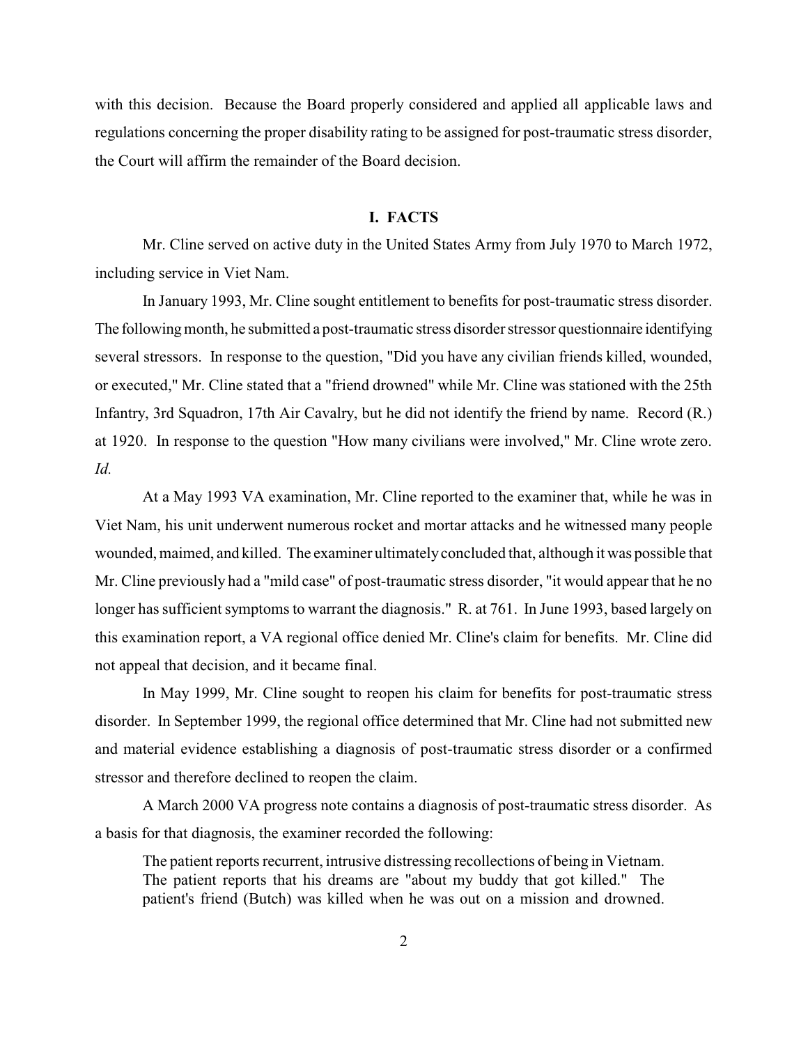with this decision. Because the Board properly considered and applied all applicable laws and regulations concerning the proper disability rating to be assigned for post-traumatic stress disorder, the Court will affirm the remainder of the Board decision.

## I. FACTS

Mr. Cline served on active duty in the United States Army from July 1970 to March 1972, including service in Viet Nam.

In January 1993, Mr. Cline sought entitlement to benefits for post-traumatic stress disorder. The following month, he submitted a post-traumatic stress disorder stressor questionnaire identifying several stressors. In response to the question, "Did you have any civilian friends killed, wounded, or executed," Mr. Cline stated that a "friend drowned" while Mr. Cline was stationed with the 25th Infantry, 3rd Squadron, 17th Air Cavalry, but he did not identify the friend by name. Record (R.) at 1920. In response to the question "How many civilians were involved," Mr. Cline wrote zero. *Id.*

At a May 1993 VA examination, Mr. Cline reported to the examiner that, while he was in Viet Nam, his unit underwent numerous rocket and mortar attacks and he witnessed many people wounded, maimed, and killed. The examiner ultimately concluded that, although it was possible that Mr. Cline previously had a "mild case" of post-traumatic stress disorder, "it would appear that he no longer has sufficient symptoms to warrant the diagnosis." R. at 761. In June 1993, based largely on this examination report, a VA regional office denied Mr. Cline's claim for benefits. Mr. Cline did not appeal that decision, and it became final.

In May 1999, Mr. Cline sought to reopen his claim for benefits for post-traumatic stress disorder. In September 1999, the regional office determined that Mr. Cline had not submitted new and material evidence establishing a diagnosis of post-traumatic stress disorder or a confirmed stressor and therefore declined to reopen the claim.

A March 2000 VA progress note contains a diagnosis of post-traumatic stress disorder. As a basis for that diagnosis, the examiner recorded the following:

> The patient reports recurrent, intrusive distressing recollections of being in Vietnam. The patient reports that his dreams are "about my buddy that got killed." The patient's friend (Butch) was killed when he was out on a mission and drowned.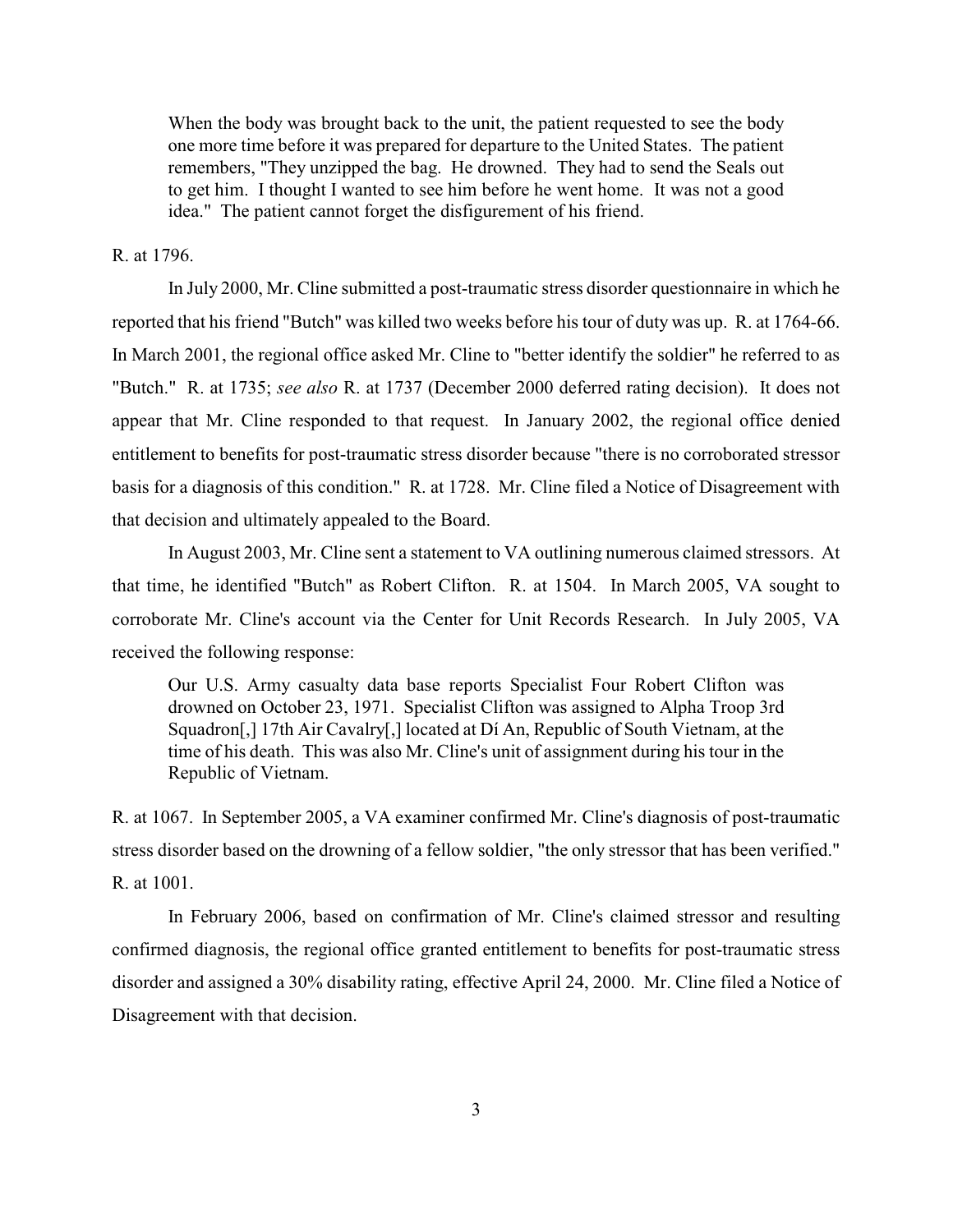> When the body was brought back to the unit, the patient requested to see the body one more time before it was prepared for departure to the United States. The patient remembers, "They unzipped the bag. He drowned. They had to send the Seals out to get him. I thought I wanted to see him before he went home. It was not a good idea." The patient cannot forget the disfigurement of his friend.

R. at 1796.

In July 2000, Mr. Cline submitted a post-traumatic stress disorder questionnaire in which he reported that his friend "Butch" was killed two weeks before his tour of duty was up. R. at 1764-66. In March 2001, the regional office asked Mr. Cline to "better identify the soldier" he referred to as "Butch." R. at 1735; *see also* R. at 1737 (December 2000 deferred rating decision). It does not appear that Mr. Cline responded to that request. In January 2002, the regional office denied entitlement to benefits for post-traumatic stress disorder because "there is no corroborated stressor basis for a diagnosis of this condition." R. at 1728. Mr. Cline filed a Notice of Disagreement with that decision and ultimately appealed to the Board.

In August 2003, Mr. Cline sent a statement to VA outlining numerous claimed stressors. At that time, he identified "Butch" as Robert Clifton. R. at 1504. In March 2005, VA sought to corroborate Mr. Cline's account via the Center for Unit Records Research. In July 2005, VA received the following response:

> Our U.S. Army casualty data base reports Specialist Four Robert Clifton was drowned on October 23, 1971. Specialist Clifton was assigned to Alpha Troop 3rd Squadron[,] 17th Air Cavalry[,] located at Dí An, Republic of South Vietnam, at the time of his death. This was also Mr. Cline's unit of assignment during his tour in the Republic of Vietnam.

R. at 1067. In September 2005, a VA examiner confirmed Mr. Cline's diagnosis of post-traumatic stress disorder based on the drowning of a fellow soldier, "the only stressor that has been verified." R. at 1001.

In February 2006, based on confirmation of Mr. Cline's claimed stressor and resulting confirmed diagnosis, the regional office granted entitlement to benefits for post-traumatic stress disorder and assigned a 30% disability rating, effective April 24, 2000. Mr. Cline filed a Notice of Disagreement with that decision.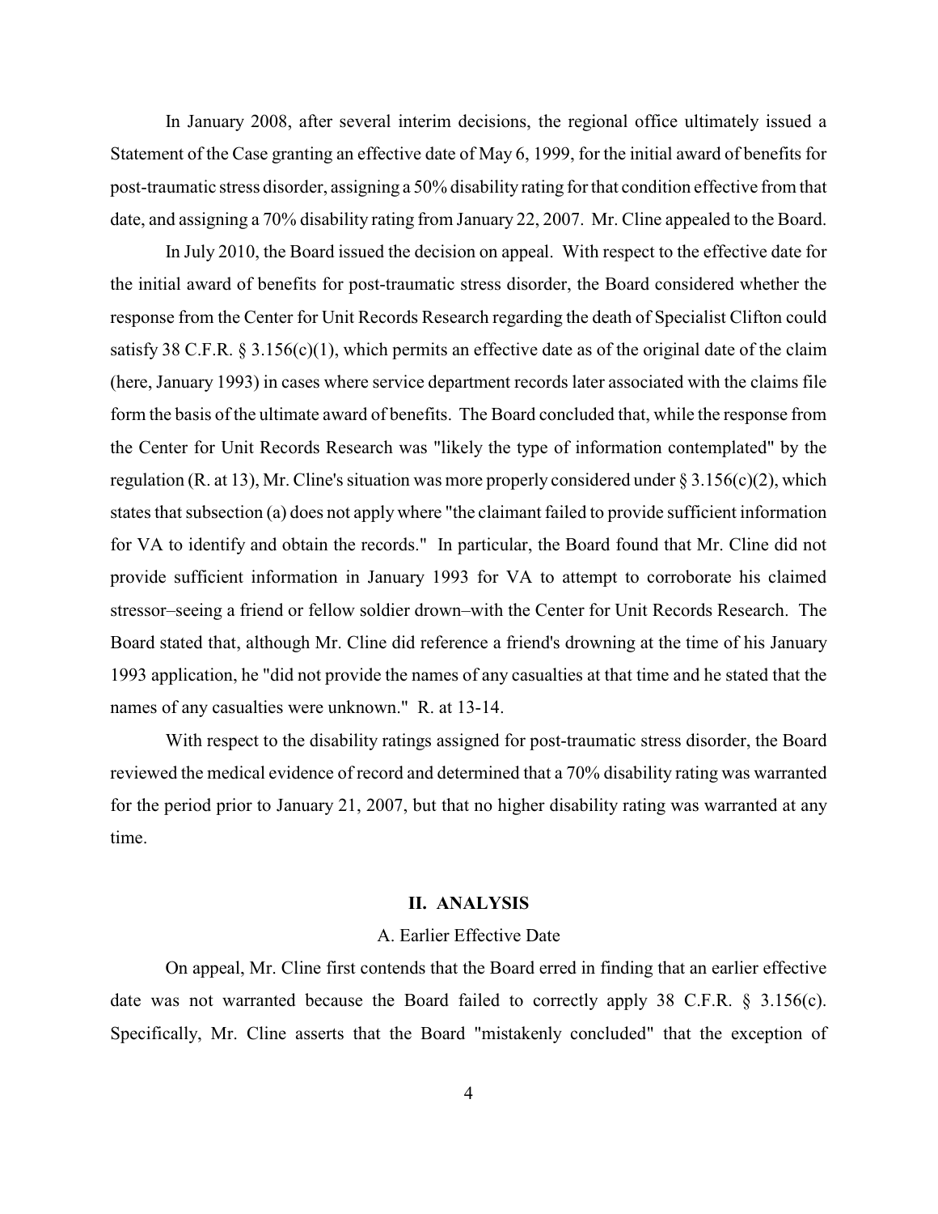In January 2008, after several interim decisions, the regional office ultimately issued a Statement of the Case granting an effective date of May 6, 1999, for the initial award of benefits for post-traumatic stress disorder, assigning a 50% disability rating for that condition effective from that date, and assigning a 70% disability rating from January 22, 2007. Mr. Cline appealed to the Board.

In July 2010, the Board issued the decision on appeal. With respect to the effective date for the initial award of benefits for post-traumatic stress disorder, the Board considered whether the response from the Center for Unit Records Research regarding the death of Specialist Clifton could satisfy 38 C.F.R. § 3.156(c)(1), which permits an effective date as of the original date of the claim (here, January 1993) in cases where service department records later associated with the claims file form the basis of the ultimate award of benefits. The Board concluded that, while the response from the Center for Unit Records Research was "likely the type of information contemplated" by the regulation (R. at 13), Mr. Cline's situation was more properly considered under § 3.156(c)(2), which states that subsection (a) does not apply where "the claimant failed to provide sufficient information for VA to identify and obtain the records." In particular, the Board found that Mr. Cline did not provide sufficient information in January 1993 for VA to attempt to corroborate his claimed stressor–seeing a friend or fellow soldier drown–with the Center for Unit Records Research. The Board stated that, although Mr. Cline did reference a friend's drowning at the time of his January 1993 application, he "did not provide the names of any casualties at that time and he stated that the names of any casualties were unknown." R. at 13-14.

With respect to the disability ratings assigned for post-traumatic stress disorder, the Board reviewed the medical evidence of record and determined that a 70% disability rating was warranted for the period prior to January 21, 2007, but that no higher disability rating was warranted at any time.

## II. ANALYSIS

### A. Earlier Effective Date

On appeal, Mr. Cline first contends that the Board erred in finding that an earlier effective date was not warranted because the Board failed to correctly apply 38 C.F.R. § 3.156(c). Specifically, Mr. Cline asserts that the Board "mistakenly concluded" that the exception of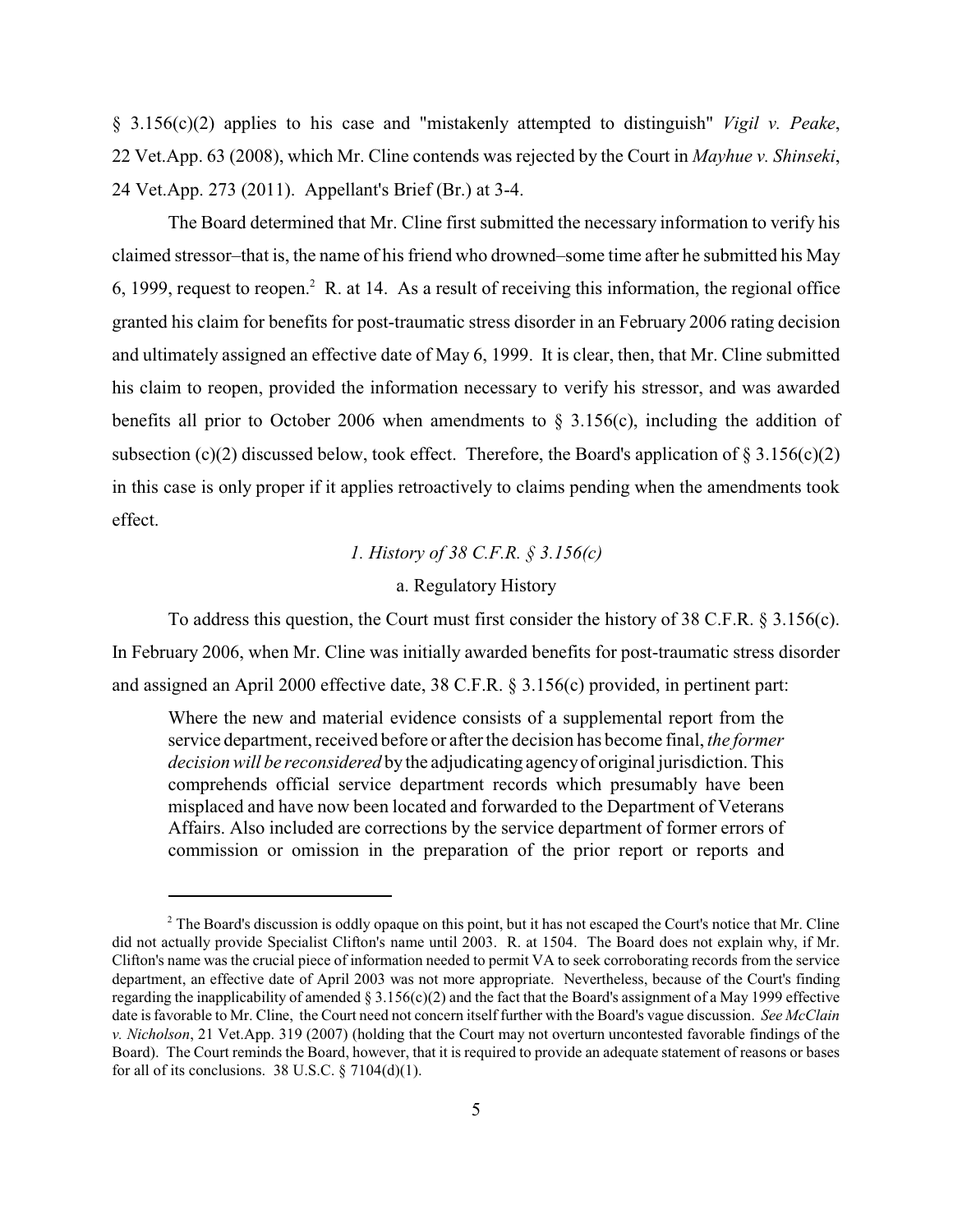§ 3.156(c)(2) applies to his case and "mistakenly attempted to distinguish" *Vigil v. Peake*, 22 Vet.App. 63 (2008), which Mr. Cline contends was rejected by the Court in *Mayhue v. Shinseki*, 24 Vet.App. 273 (2011). Appellant's Brief (Br.) at 3-4.

The Board determined that Mr. Cline first submitted the necessary information to verify his claimed stressor–that is, the name of his friend who drowned–some time after he submitted his May 6, 1999, request to reopen.[2] R. at 14. As a result of receiving this information, the regional office granted his claim for benefits for post-traumatic stress disorder in an February 2006 rating decision and ultimately assigned an effective date of May 6, 1999. It is clear, then, that Mr. Cline submitted his claim to reopen, provided the information necessary to verify his stressor, and was awarded benefits all prior to October 2006 when amendments to § 3.156(c), including the addition of subsection (c)(2) discussed below, took effect. Therefore, the Board's application of § 3.156(c)(2) in this case is only proper if it applies retroactively to claims pending when the amendments took effect.

### *1. History of 38 C.F.R. § 3.156(c)*

#### a. Regulatory History

To address this question, the Court must first consider the history of 38 C.F.R. § 3.156(c). In February 2006, when Mr. Cline was initially awarded benefits for post-traumatic stress disorder and assigned an April 2000 effective date, 38 C.F.R. § 3.156(c) provided, in pertinent part:

> Where the new and material evidence consists of a supplemental report from the service department, received before or after the decision has become final, *the former decision will be reconsidered* by the adjudicating agency of original jurisdiction. This comprehends official service department records which presumably have been misplaced and have now been located and forwarded to the Department of Veterans Affairs. Also included are corrections by the service department of former errors of commission or omission in the preparation of the prior report or reports and

---

[2] The Board's discussion is oddly opaque on this point, but it has not escaped the Court's notice that Mr. Cline did not actually provide Specialist Clifton's name until 2003. R. at 1504. The Board does not explain why, if Mr. Clifton's name was the crucial piece of information needed to permit VA to seek corroborating records from the service department, an effective date of April 2003 was not more appropriate. Nevertheless, because of the Court's finding regarding the inapplicability of amended § 3.156(c)(2) and the fact that the Board's assignment of a May 1999 effective date is favorable to Mr. Cline, the Court need not concern itself further with the Board's vague discussion. *See McClain v. Nicholson*, 21 Vet.App. 319 (2007) (holding that the Court may not overturn uncontested favorable findings of the Board). The Court reminds the Board, however, that it is required to provide an adequate statement of reasons or bases for all of its conclusions. 38 U.S.C. § 7104(d)(1).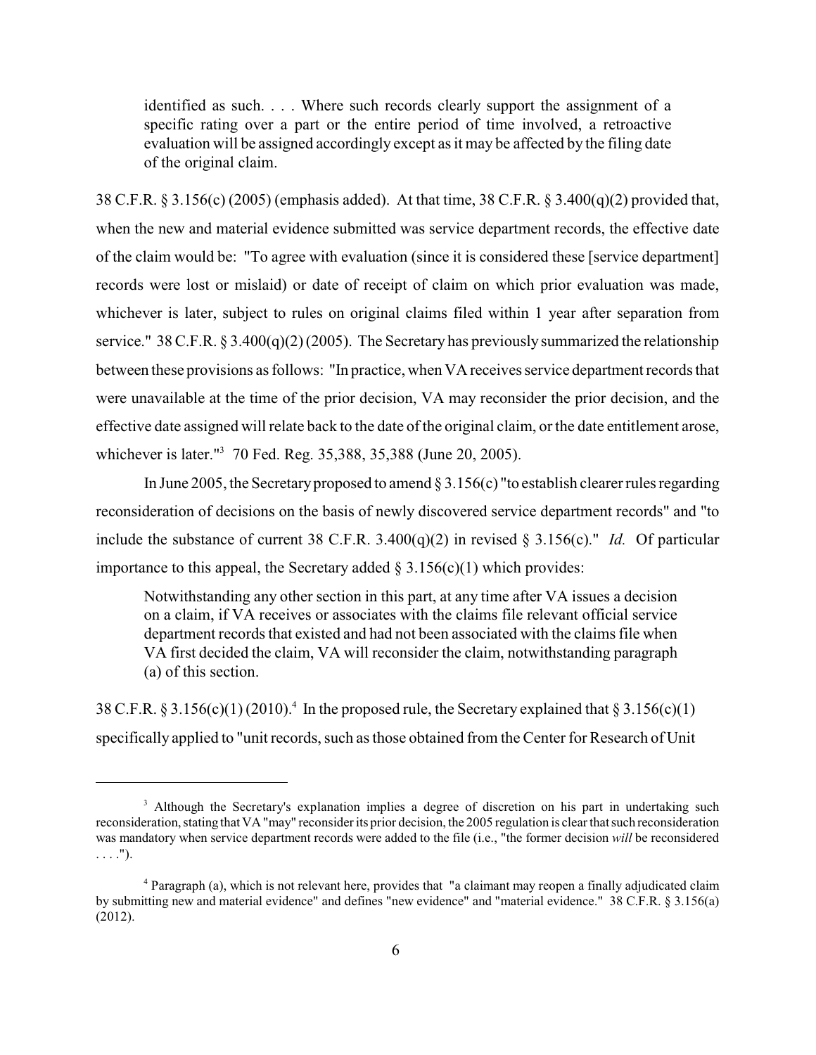> identified as such. . . . Where such records clearly support the assignment of a specific rating over a part or the entire period of time involved, a retroactive evaluation will be assigned accordingly except as it may be affected by the filing date of the original claim.

38 C.F.R. § 3.156(c) (2005) (emphasis added). At that time, 38 C.F.R. § 3.400(q)(2) provided that, when the new and material evidence submitted was service department records, the effective date of the claim would be: "To agree with evaluation (since it is considered these [service department] records were lost or mislaid) or date of receipt of claim on which prior evaluation was made, whichever is later, subject to rules on original claims filed within 1 year after separation from service." 38 C.F.R. § 3.400(q)(2) (2005). The Secretary has previously summarized the relationship between these provisions as follows: "In practice, when VA receives service department records that were unavailable at the time of the prior decision, VA may reconsider the prior decision, and the effective date assigned will relate back to the date of the original claim, or the date entitlement arose, whichever is later."[3] 70 Fed. Reg. 35,388, 35,388 (June 20, 2005).

In June 2005, the Secretary proposed to amend § 3.156(c) "to establish clearer rules regarding reconsideration of decisions on the basis of newly discovered service department records" and "to include the substance of current 38 C.F.R. 3.400(q)(2) in revised § 3.156(c)." *Id.* Of particular importance to this appeal, the Secretary added § 3.156(c)(1) which provides:

> Notwithstanding any other section in this part, at any time after VA issues a decision on a claim, if VA receives or associates with the claims file relevant official service department records that existed and had not been associated with the claims file when VA first decided the claim, VA will reconsider the claim, notwithstanding paragraph (a) of this section.

38 C.F.R. § 3.156(c)(1) (2010).[4] In the proposed rule, the Secretary explained that § 3.156(c)(1) specifically applied to "unit records, such as those obtained from the Center for Research of Unit

---

[3] Although the Secretary's explanation implies a degree of discretion on his part in undertaking such reconsideration, stating that VA "may" reconsider its prior decision, the 2005 regulation is clear that such reconsideration was mandatory when service department records were added to the file (i.e., "the former decision *will* be reconsidered . . . .").

[4] Paragraph (a), which is not relevant here, provides that "a claimant may reopen a finally adjudicated claim by submitting new and material evidence" and defines "new evidence" and "material evidence." 38 C.F.R. § 3.156(a) (2012).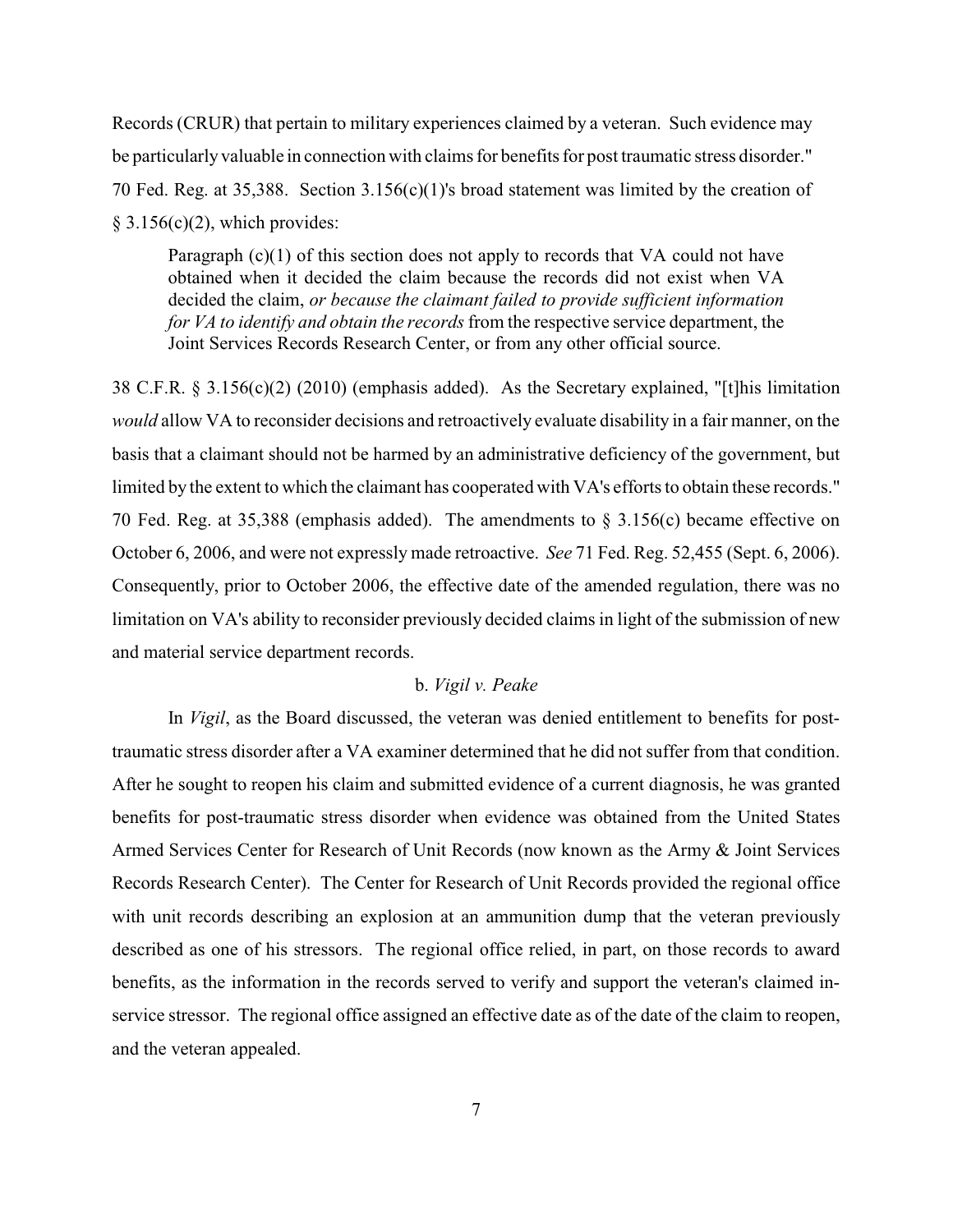Records (CRUR) that pertain to military experiences claimed by a veteran. Such evidence may be particularly valuable in connection with claims for benefits for post traumatic stress disorder." 70 Fed. Reg. at 35,388. Section 3.156(c)(1)'s broad statement was limited by the creation of § 3.156(c)(2), which provides:

> Paragraph (c)(1) of this section does not apply to records that VA could not have obtained when it decided the claim because the records did not exist when VA decided the claim, *or because the claimant failed to provide sufficient information for VA to identify and obtain the records* from the respective service department, the Joint Services Records Research Center, or from any other official source.

38 C.F.R. § 3.156(c)(2) (2010) (emphasis added). As the Secretary explained, "[t]his limitation *would* allow VA to reconsider decisions and retroactively evaluate disability in a fair manner, on the basis that a claimant should not be harmed by an administrative deficiency of the government, but limited by the extent to which the claimant has cooperated with VA's efforts to obtain these records." 70 Fed. Reg. at 35,388 (emphasis added). The amendments to § 3.156(c) became effective on October 6, 2006, and were not expressly made retroactive. *See* 71 Fed. Reg. 52,455 (Sept. 6, 2006). Consequently, prior to October 2006, the effective date of the amended regulation, there was no limitation on VA's ability to reconsider previously decided claims in light of the submission of new and material service department records.

### b. *Vigil v. Peake*

In *Vigil*, as the Board discussed, the veteran was denied entitlement to benefits for post-traumatic stress disorder after a VA examiner determined that he did not suffer from that condition. After he sought to reopen his claim and submitted evidence of a current diagnosis, he was granted benefits for post-traumatic stress disorder when evidence was obtained from the United States Armed Services Center for Research of Unit Records (now known as the Army & Joint Services Records Research Center). The Center for Research of Unit Records provided the regional office with unit records describing an explosion at an ammunition dump that the veteran previously described as one of his stressors. The regional office relied, in part, on those records to award benefits, as the information in the records served to verify and support the veteran's claimed in-service stressor. The regional office assigned an effective date as of the date of the claim to reopen, and the veteran appealed.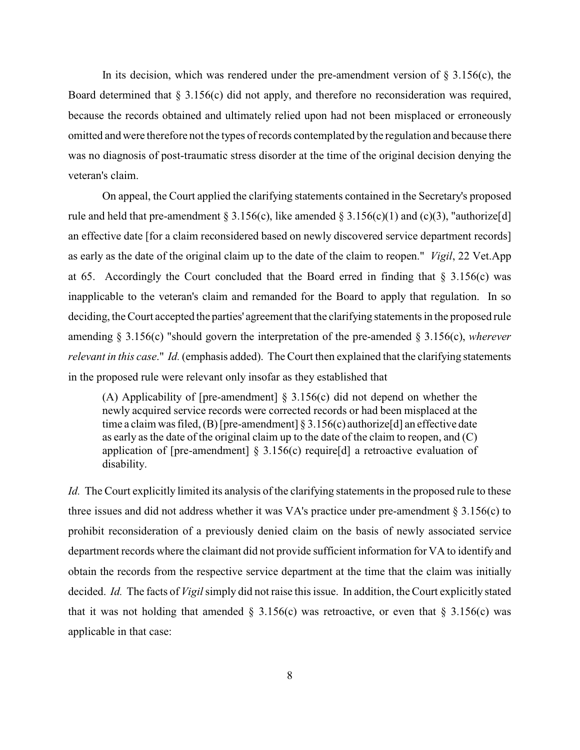In its decision, which was rendered under the pre-amendment version of § 3.156(c), the Board determined that § 3.156(c) did not apply, and therefore no reconsideration was required, because the records obtained and ultimately relied upon had not been misplaced or erroneously omitted and were therefore not the types of records contemplated by the regulation and because there was no diagnosis of post-traumatic stress disorder at the time of the original decision denying the veteran's claim.

On appeal, the Court applied the clarifying statements contained in the Secretary's proposed rule and held that pre-amendment § 3.156(c), like amended § 3.156(c)(1) and (c)(3), "authorize[d] an effective date [for a claim reconsidered based on newly discovered service department records] as early as the date of the original claim up to the date of the claim to reopen." *Vigil*, 22 Vet.App at 65. Accordingly the Court concluded that the Board erred in finding that § 3.156(c) was inapplicable to the veteran's claim and remanded for the Board to apply that regulation. In so deciding, the Court accepted the parties' agreement that the clarifying statements in the proposed rule amending § 3.156(c) "should govern the interpretation of the pre-amended § 3.156(c), *wherever relevant in this case*." *Id.* (emphasis added). The Court then explained that the clarifying statements in the proposed rule were relevant only insofar as they established that

> (A) Applicability of [pre-amendment] § 3.156(c) did not depend on whether the newly acquired service records were corrected records or had been misplaced at the time a claim was filed, (B) [pre-amendment] § 3.156(c) authorize[d] an effective date as early as the date of the original claim up to the date of the claim to reopen, and (C) application of [pre-amendment] § 3.156(c) require[d] a retroactive evaluation of disability.

*Id.* The Court explicitly limited its analysis of the clarifying statements in the proposed rule to these three issues and did not address whether it was VA's practice under pre-amendment § 3.156(c) to prohibit reconsideration of a previously denied claim on the basis of newly associated service department records where the claimant did not provide sufficient information for VA to identify and obtain the records from the respective service department at the time that the claim was initially decided. *Id.* The facts of *Vigil* simply did not raise this issue. In addition, the Court explicitly stated that it was not holding that amended § 3.156(c) was retroactive, or even that § 3.156(c) was applicable in that case: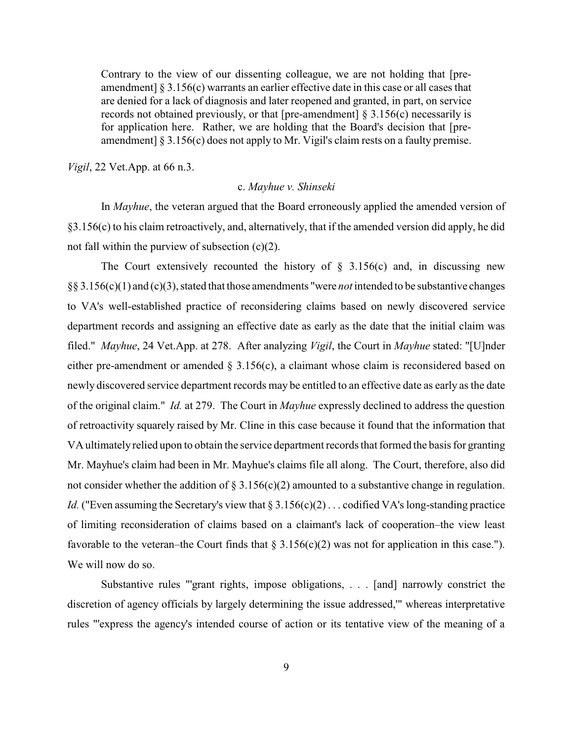> Contrary to the view of our dissenting colleague, we are not holding that [pre-amendment] § 3.156(c) warrants an earlier effective date in this case or all cases that are denied for a lack of diagnosis and later reopened and granted, in part, on service records not obtained previously, or that [pre-amendment] § 3.156(c) necessarily is for application here. Rather, we are holding that the Board's decision that [pre-amendment] § 3.156(c) does not apply to Mr. Vigil's claim rests on a faulty premise.

*Vigil*, 22 Vet.App. at 66 n.3.

### c. *Mayhue v. Shinseki*

In *Mayhue*, the veteran argued that the Board erroneously applied the amended version of §3.156(c) to his claim retroactively, and, alternatively, that if the amended version did apply, he did not fall within the purview of subsection (c)(2).

The Court extensively recounted the history of § 3.156(c) and, in discussing new §§ 3.156(c)(1) and (c)(3), stated that those amendments "were *not* intended to be substantive changes to VA's well-established practice of reconsidering claims based on newly discovered service department records and assigning an effective date as early as the date that the initial claim was filed." *Mayhue*, 24 Vet.App. at 278. After analyzing *Vigil*, the Court in *Mayhue* stated: "[U]nder either pre-amendment or amended § 3.156(c), a claimant whose claim is reconsidered based on newly discovered service department records may be entitled to an effective date as early as the date of the original claim." *Id.* at 279. The Court in *Mayhue* expressly declined to address the question of retroactivity squarely raised by Mr. Cline in this case because it found that the information that VA ultimately relied upon to obtain the service department records that formed the basis for granting Mr. Mayhue's claim had been in Mr. Mayhue's claims file all along. The Court, therefore, also did not consider whether the addition of § 3.156(c)(2) amounted to a substantive change in regulation. *Id.* ("Even assuming the Secretary's view that § 3.156(c)(2) . . . codified VA's long-standing practice of limiting reconsideration of claims based on a claimant's lack of cooperation–the view least favorable to the veteran–the Court finds that § 3.156(c)(2) was not for application in this case."). We will now do so.

Substantive rules "'grant rights, impose obligations, . . . [and] narrowly constrict the discretion of agency officials by largely determining the issue addressed,'" whereas interpretative rules "'express the agency's intended course of action or its tentative view of the meaning of a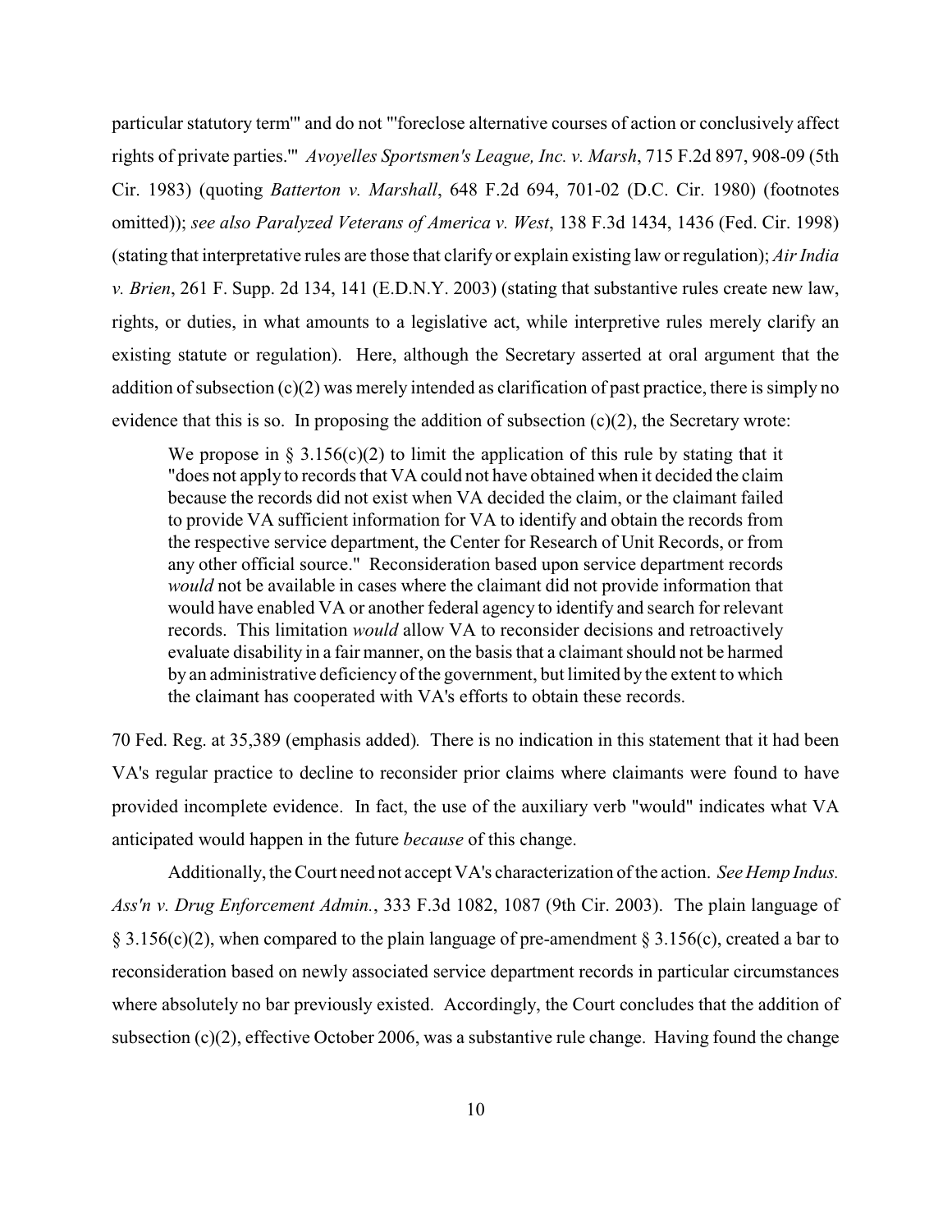particular statutory term'" and do not "'foreclose alternative courses of action or conclusively affect rights of private parties.'" *Avoyelles Sportsmen's League, Inc. v. Marsh*, 715 F.2d 897, 908-09 (5th Cir. 1983) (quoting *Batterton v. Marshall*, 648 F.2d 694, 701-02 (D.C. Cir. 1980) (footnotes omitted)); *see also Paralyzed Veterans of America v. West*, 138 F.3d 1434, 1436 (Fed. Cir. 1998) (stating that interpretative rules are those that clarify or explain existing law or regulation); *Air India v. Brien*, 261 F. Supp. 2d 134, 141 (E.D.N.Y. 2003) (stating that substantive rules create new law, rights, or duties, in what amounts to a legislative act, while interpretive rules merely clarify an existing statute or regulation). Here, although the Secretary asserted at oral argument that the addition of subsection (c)(2) was merely intended as clarification of past practice, there is simply no evidence that this is so. In proposing the addition of subsection (c)(2), the Secretary wrote:

> We propose in § 3.156(c)(2) to limit the application of this rule by stating that it "does not apply to records that VA could not have obtained when it decided the claim because the records did not exist when VA decided the claim, or the claimant failed to provide VA sufficient information for VA to identify and obtain the records from the respective service department, the Center for Research of Unit Records, or from any other official source." Reconsideration based upon service department records *would* not be available in cases where the claimant did not provide information that would have enabled VA or another federal agency to identify and search for relevant records. This limitation *would* allow VA to reconsider decisions and retroactively evaluate disability in a fair manner, on the basis that a claimant should not be harmed by an administrative deficiency of the government, but limited by the extent to which the claimant has cooperated with VA's efforts to obtain these records.

70 Fed. Reg. at 35,389 (emphasis added). There is no indication in this statement that it had been VA's regular practice to decline to reconsider prior claims where claimants were found to have provided incomplete evidence. In fact, the use of the auxiliary verb "would" indicates what VA anticipated would happen in the future *because* of this change.

Additionally, the Court need not accept VA's characterization of the action. *See Hemp Indus. Ass'n v. Drug Enforcement Admin.*, 333 F.3d 1082, 1087 (9th Cir. 2003). The plain language of § 3.156(c)(2), when compared to the plain language of pre-amendment § 3.156(c), created a bar to reconsideration based on newly associated service department records in particular circumstances where absolutely no bar previously existed. Accordingly, the Court concludes that the addition of subsection (c)(2), effective October 2006, was a substantive rule change. Having found the change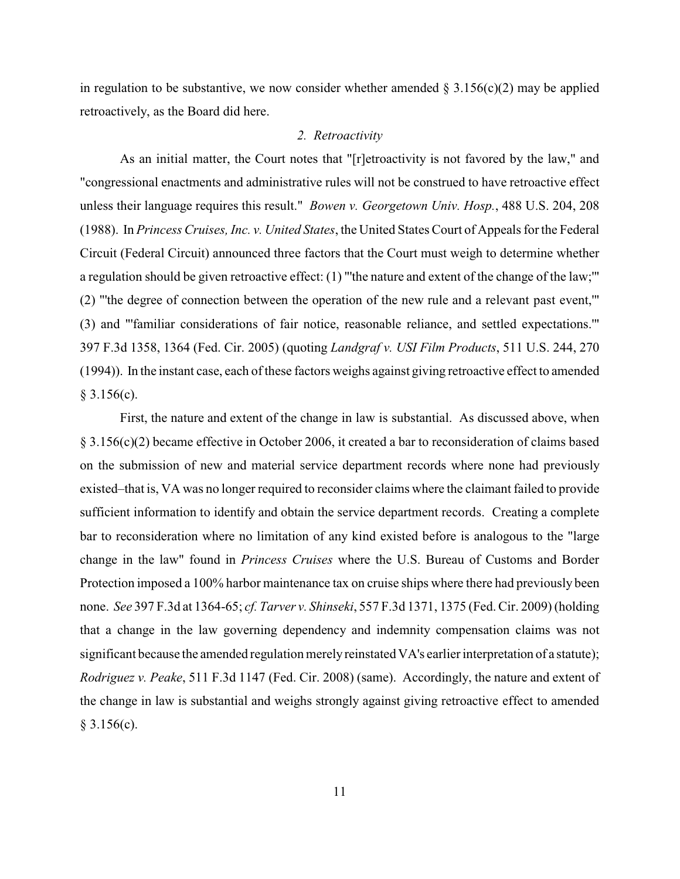in regulation to be substantive, we now consider whether amended § 3.156(c)(2) may be applied retroactively, as the Board did here.

*2. Retroactivity*

As an initial matter, the Court notes that "[r]etroactivity is not favored by the law," and "congressional enactments and administrative rules will not be construed to have retroactive effect unless their language requires this result." *Bowen v. Georgetown Univ. Hosp.*, 488 U.S. 204, 208 (1988). In *Princess Cruises, Inc. v. United States*, the United States Court of Appeals for the Federal Circuit (Federal Circuit) announced three factors that the Court must weigh to determine whether a regulation should be given retroactive effect: (1) "'the nature and extent of the change of the law;'" (2) "'the degree of connection between the operation of the new rule and a relevant past event,'" (3) and "'familiar considerations of fair notice, reasonable reliance, and settled expectations.'" 397 F.3d 1358, 1364 (Fed. Cir. 2005) (quoting *Landgraf v. USI Film Products*, 511 U.S. 244, 270 (1994)). In the instant case, each of these factors weighs against giving retroactive effect to amended § 3.156(c).

First, the nature and extent of the change in law is substantial. As discussed above, when § 3.156(c)(2) became effective in October 2006, it created a bar to reconsideration of claims based on the submission of new and material service department records where none had previously existed–that is, VA was no longer required to reconsider claims where the claimant failed to provide sufficient information to identify and obtain the service department records. Creating a complete bar to reconsideration where no limitation of any kind existed before is analogous to the "large change in the law" found in *Princess Cruises* where the U.S. Bureau of Customs and Border Protection imposed a 100% harbor maintenance tax on cruise ships where there had previously been none. *See* 397 F.3d at 1364-65; *cf. Tarver v. Shinseki*, 557 F.3d 1371, 1375 (Fed. Cir. 2009) (holding that a change in the law governing dependency and indemnity compensation claims was not significant because the amended regulation merely reinstated VA's earlier interpretation of a statute); *Rodriguez v. Peake*, 511 F.3d 1147 (Fed. Cir. 2008) (same). Accordingly, the nature and extent of the change in law is substantial and weighs strongly against giving retroactive effect to amended § 3.156(c).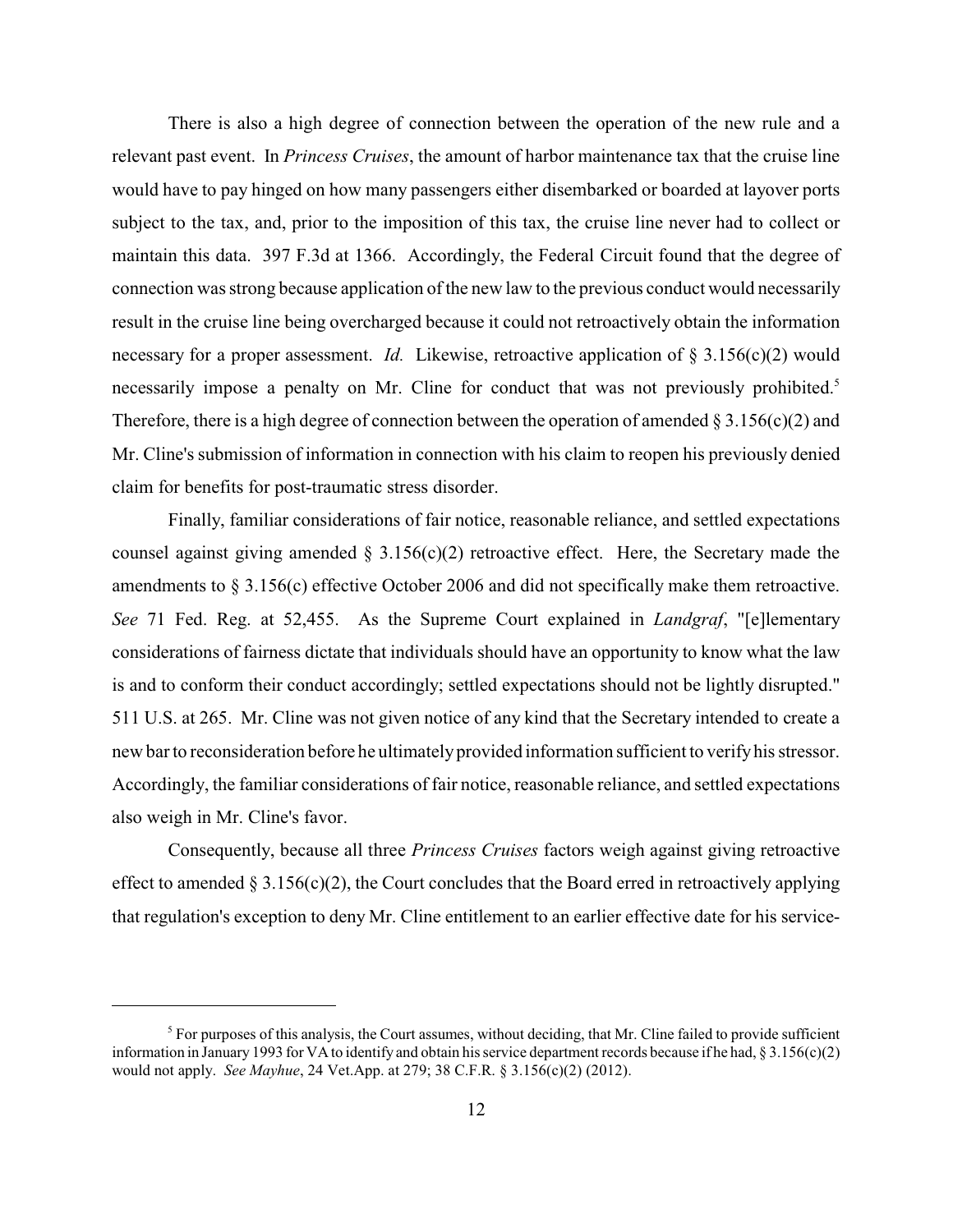There is also a high degree of connection between the operation of the new rule and a relevant past event. In *Princess Cruises*, the amount of harbor maintenance tax that the cruise line would have to pay hinged on how many passengers either disembarked or boarded at layover ports subject to the tax, and, prior to the imposition of this tax, the cruise line never had to collect or maintain this data. 397 F.3d at 1366. Accordingly, the Federal Circuit found that the degree of connection was strong because application of the new law to the previous conduct would necessarily result in the cruise line being overcharged because it could not retroactively obtain the information necessary for a proper assessment. *Id.* Likewise, retroactive application of § 3.156(c)(2) would necessarily impose a penalty on Mr. Cline for conduct that was not previously prohibited.[5] Therefore, there is a high degree of connection between the operation of amended § 3.156(c)(2) and Mr. Cline's submission of information in connection with his claim to reopen his previously denied claim for benefits for post-traumatic stress disorder.

Finally, familiar considerations of fair notice, reasonable reliance, and settled expectations counsel against giving amended § 3.156(c)(2) retroactive effect. Here, the Secretary made the amendments to § 3.156(c) effective October 2006 and did not specifically make them retroactive. *See* 71 Fed. Reg. at 52,455. As the Supreme Court explained in *Landgraf*, "[e]lementary considerations of fairness dictate that individuals should have an opportunity to know what the law is and to conform their conduct accordingly; settled expectations should not be lightly disrupted." 511 U.S. at 265. Mr. Cline was not given notice of any kind that the Secretary intended to create a new bar to reconsideration before he ultimately provided information sufficient to verify his stressor. Accordingly, the familiar considerations of fair notice, reasonable reliance, and settled expectations also weigh in Mr. Cline's favor.

Consequently, because all three *Princess Cruises* factors weigh against giving retroactive effect to amended § 3.156(c)(2), the Court concludes that the Board erred in retroactively applying that regulation's exception to deny Mr. Cline entitlement to an earlier effective date for his service-

---

[5] For purposes of this analysis, the Court assumes, without deciding, that Mr. Cline failed to provide sufficient information in January 1993 for VA to identify and obtain his service department records because if he had, § 3.156(c)(2) would not apply. *See Mayhue*, 24 Vet.App. at 279; 38 C.F.R. § 3.156(c)(2) (2012).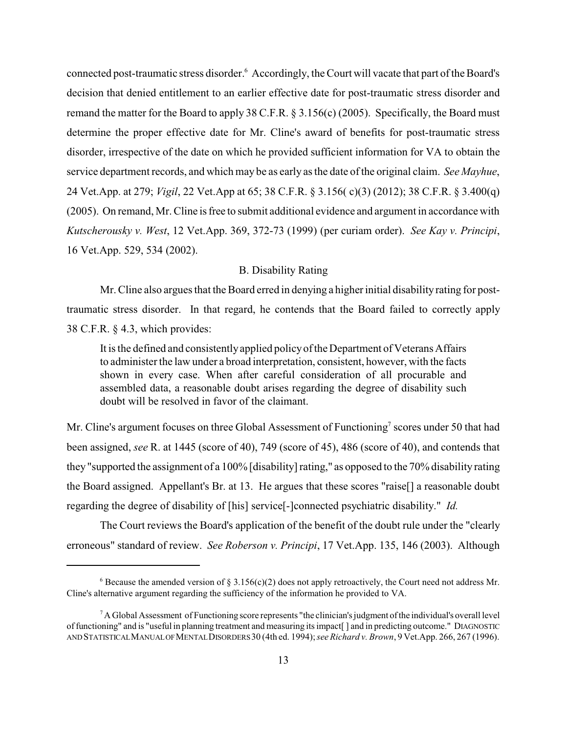connected post-traumatic stress disorder.[6] Accordingly, the Court will vacate that part of the Board's decision that denied entitlement to an earlier effective date for post-traumatic stress disorder and remand the matter for the Board to apply 38 C.F.R. § 3.156(c) (2005). Specifically, the Board must determine the proper effective date for Mr. Cline's award of benefits for post-traumatic stress disorder, irrespective of the date on which he provided sufficient information for VA to obtain the service department records, and which may be as early as the date of the original claim. *See Mayhue*, 24 Vet.App. at 279; *Vigil*, 22 Vet.App at 65; 38 C.F.R. § 3.156( c)(3) (2012); 38 C.F.R. § 3.400(q) (2005). On remand, Mr. Cline is free to submit additional evidence and argument in accordance with *Kutscherousky v. West*, 12 Vet.App. 369, 372-73 (1999) (per curiam order). *See Kay v. Principi*, 16 Vet.App. 529, 534 (2002).

## B. Disability Rating

Mr. Cline also argues that the Board erred in denying a higher initial disability rating for post-traumatic stress disorder. In that regard, he contends that the Board failed to correctly apply 38 C.F.R. § 4.3, which provides:

> It is the defined and consistently applied policy of the Department of Veterans Affairs to administer the law under a broad interpretation, consistent, however, with the facts shown in every case. When after careful consideration of all procurable and assembled data, a reasonable doubt arises regarding the degree of disability such doubt will be resolved in favor of the claimant.

Mr. Cline's argument focuses on three Global Assessment of Functioning[7] scores under 50 that had been assigned, *see* R. at 1445 (score of 40), 749 (score of 45), 486 (score of 40), and contends that they "supported the assignment of a 100% [disability] rating," as opposed to the 70% disability rating the Board assigned. Appellant's Br. at 13. He argues that these scores "raise[] a reasonable doubt regarding the degree of disability of [his] service[-]connected psychiatric disability." *Id.*

The Court reviews the Board's application of the benefit of the doubt rule under the "clearly erroneous" standard of review. *See Roberson v. Principi*, 17 Vet.App. 135, 146 (2003). Although

---

[6] Because the amended version of § 3.156(c)(2) does not apply retroactively, the Court need not address Mr. Cline's alternative argument regarding the sufficiency of the information he provided to VA.

[7] A Global Assessment of Functioning score represents "the clinician's judgment of the individual's overall level of functioning" and is "useful in planning treatment and measuring its impact[ ] and in predicting outcome." DIAGNOSTIC AND STATISTICAL MANUAL OF MENTAL DISORDERS 30 (4th ed. 1994); *see Richard v. Brown*, 9 Vet.App. 266, 267 (1996).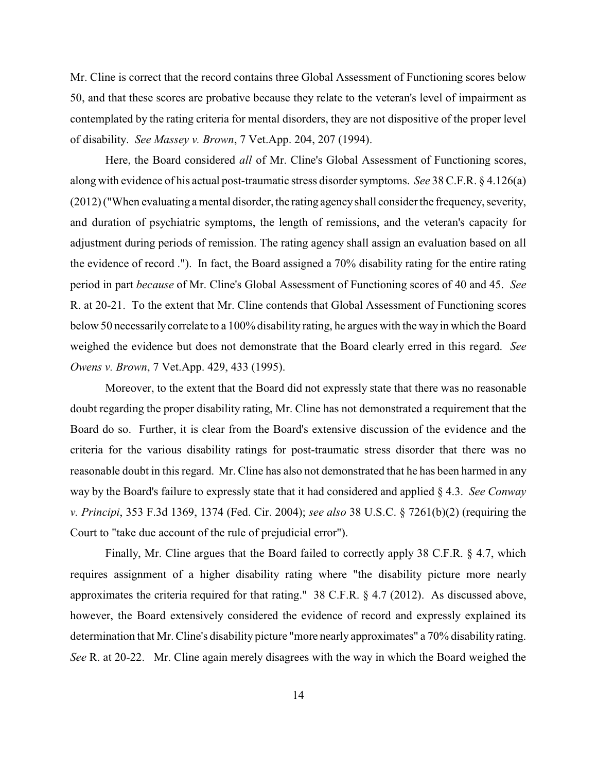Mr. Cline is correct that the record contains three Global Assessment of Functioning scores below 50, and that these scores are probative because they relate to the veteran's level of impairment as contemplated by the rating criteria for mental disorders, they are not dispositive of the proper level of disability. *See Massey v. Brown*, 7 Vet.App. 204, 207 (1994).

Here, the Board considered *all* of Mr. Cline's Global Assessment of Functioning scores, along with evidence of his actual post-traumatic stress disorder symptoms. *See* 38 C.F.R. § 4.126(a) (2012) ("When evaluating a mental disorder, the rating agency shall consider the frequency, severity, and duration of psychiatric symptoms, the length of remissions, and the veteran's capacity for adjustment during periods of remission. The rating agency shall assign an evaluation based on all the evidence of record ."). In fact, the Board assigned a 70% disability rating for the entire rating period in part *because* of Mr. Cline's Global Assessment of Functioning scores of 40 and 45. *See* R. at 20-21. To the extent that Mr. Cline contends that Global Assessment of Functioning scores below 50 necessarily correlate to a 100% disability rating, he argues with the way in which the Board weighed the evidence but does not demonstrate that the Board clearly erred in this regard. *See Owens v. Brown*, 7 Vet.App. 429, 433 (1995).

Moreover, to the extent that the Board did not expressly state that there was no reasonable doubt regarding the proper disability rating, Mr. Cline has not demonstrated a requirement that the Board do so. Further, it is clear from the Board's extensive discussion of the evidence and the criteria for the various disability ratings for post-traumatic stress disorder that there was no reasonable doubt in this regard. Mr. Cline has also not demonstrated that he has been harmed in any way by the Board's failure to expressly state that it had considered and applied § 4.3. *See Conway v. Principi*, 353 F.3d 1369, 1374 (Fed. Cir. 2004); *see also* 38 U.S.C. § 7261(b)(2) (requiring the Court to "take due account of the rule of prejudicial error").

Finally, Mr. Cline argues that the Board failed to correctly apply 38 C.F.R. § 4.7, which requires assignment of a higher disability rating where "the disability picture more nearly approximates the criteria required for that rating." 38 C.F.R. § 4.7 (2012). As discussed above, however, the Board extensively considered the evidence of record and expressly explained its determination that Mr. Cline's disability picture "more nearly approximates" a 70% disability rating. *See* R. at 20-22. Mr. Cline again merely disagrees with the way in which the Board weighed the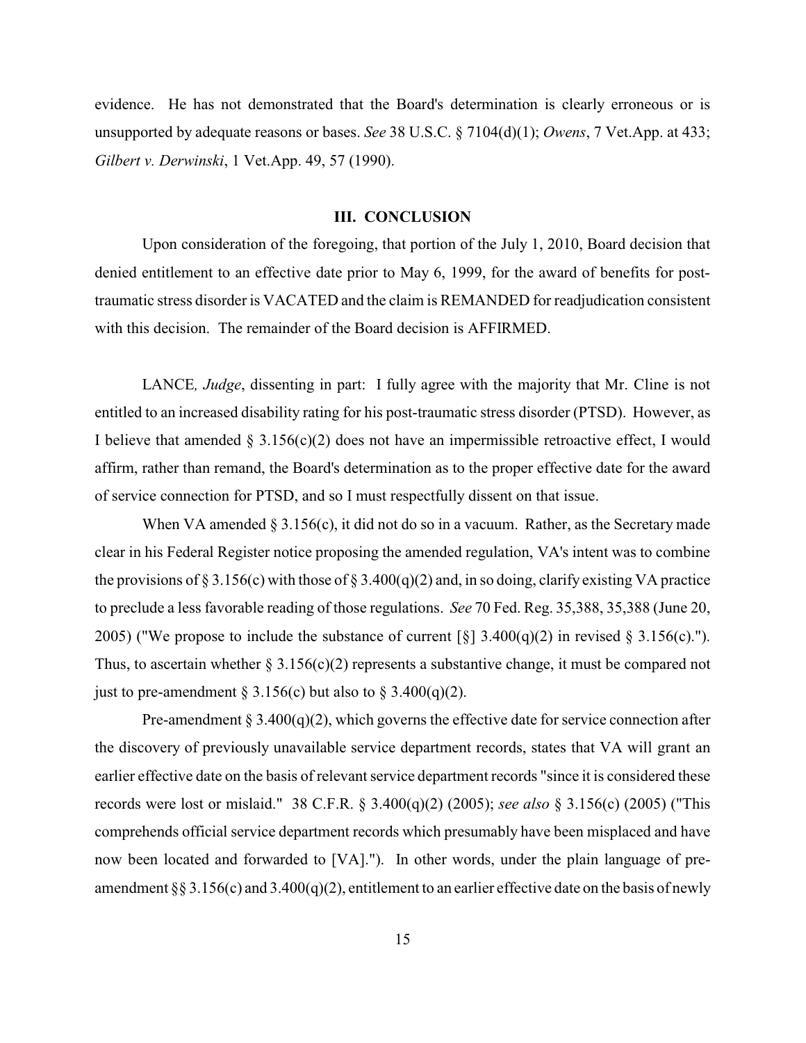evidence. He has not demonstrated that the Board's determination is clearly erroneous or is unsupported by adequate reasons or bases. *See* 38 U.S.C. § 7104(d)(1); *Owens*, 7 Vet.App. at 433; *Gilbert v. Derwinski*, 1 Vet.App. 49, 57 (1990).

### III. CONCLUSION

Upon consideration of the foregoing, that portion of the July 1, 2010, Board decision that denied entitlement to an effective date prior to May 6, 1999, for the award of benefits for post-traumatic stress disorder is VACATED and the claim is REMANDED for readjudication consistent with this decision. The remainder of the Board decision is AFFIRMED.

LANCE*, Judge*, dissenting in part: I fully agree with the majority that Mr. Cline is not entitled to an increased disability rating for his post-traumatic stress disorder (PTSD). However, as I believe that amended § 3.156(c)(2) does not have an impermissible retroactive effect, I would affirm, rather than remand, the Board's determination as to the proper effective date for the award of service connection for PTSD, and so I must respectfully dissent on that issue.

When VA amended § 3.156(c), it did not do so in a vacuum. Rather, as the Secretary made clear in his Federal Register notice proposing the amended regulation, VA's intent was to combine the provisions of § 3.156(c) with those of § 3.400(q)(2) and, in so doing, clarify existing VA practice to preclude a less favorable reading of those regulations. *See* 70 Fed. Reg. 35,388, 35,388 (June 20, 2005) ("We propose to include the substance of current [§] 3.400(q)(2) in revised § 3.156(c)."). Thus, to ascertain whether § 3.156(c)(2) represents a substantive change, it must be compared not just to pre-amendment § 3.156(c) but also to § 3.400(q)(2).

Pre-amendment § 3.400(q)(2), which governs the effective date for service connection after the discovery of previously unavailable service department records, states that VA will grant an earlier effective date on the basis of relevant service department records "since it is considered these records were lost or mislaid." 38 C.F.R. § 3.400(q)(2) (2005); *see also* § 3.156(c) (2005) ("This comprehends official service department records which presumably have been misplaced and have now been located and forwarded to [VA]."). In other words, under the plain language of pre-amendment §§ 3.156(c) and 3.400(q)(2), entitlement to an earlier effective date on the basis of newly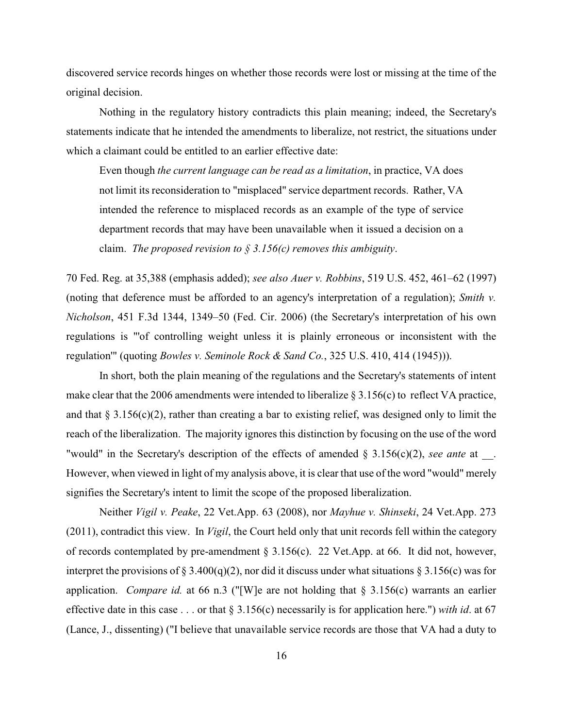discovered service records hinges on whether those records were lost or missing at the time of the original decision.

Nothing in the regulatory history contradicts this plain meaning; indeed, the Secretary's statements indicate that he intended the amendments to liberalize, not restrict, the situations under which a claimant could be entitled to an earlier effective date:

> Even though *the current language can be read as a limitation*, in practice, VA does not limit its reconsideration to "misplaced" service department records. Rather, VA intended the reference to misplaced records as an example of the type of service department records that may have been unavailable when it issued a decision on a claim. *The proposed revision to § 3.156(c) removes this ambiguity*.

70 Fed. Reg. at 35,388 (emphasis added); *see also Auer v. Robbins*, 519 U.S. 452, 461–62 (1997) (noting that deference must be afforded to an agency's interpretation of a regulation); *Smith v. Nicholson*, 451 F.3d 1344, 1349–50 (Fed. Cir. 2006) (the Secretary's interpretation of his own regulations is "'of controlling weight unless it is plainly erroneous or inconsistent with the regulation'" (quoting *Bowles v. Seminole Rock & Sand Co.*, 325 U.S. 410, 414 (1945))).

In short, both the plain meaning of the regulations and the Secretary's statements of intent make clear that the 2006 amendments were intended to liberalize § 3.156(c) to reflect VA practice, and that § 3.156(c)(2), rather than creating a bar to existing relief, was designed only to limit the reach of the liberalization. The majority ignores this distinction by focusing on the use of the word "would" in the Secretary's description of the effects of amended § 3.156(c)(2), *see ante* at \_\_. However, when viewed in light of my analysis above, it is clear that use of the word "would" merely signifies the Secretary's intent to limit the scope of the proposed liberalization.

Neither *Vigil v. Peake*, 22 Vet.App. 63 (2008), nor *Mayhue v. Shinseki*, 24 Vet.App. 273 (2011), contradict this view. In *Vigil*, the Court held only that unit records fell within the category of records contemplated by pre-amendment § 3.156(c). 22 Vet.App. at 66. It did not, however, interpret the provisions of § 3.400(q)(2), nor did it discuss under what situations § 3.156(c) was for application. *Compare id.* at 66 n.3 ("[W]e are not holding that § 3.156(c) warrants an earlier effective date in this case . . . or that § 3.156(c) necessarily is for application here.") *with id*. at 67 (Lance, J., dissenting) ("I believe that unavailable service records are those that VA had a duty to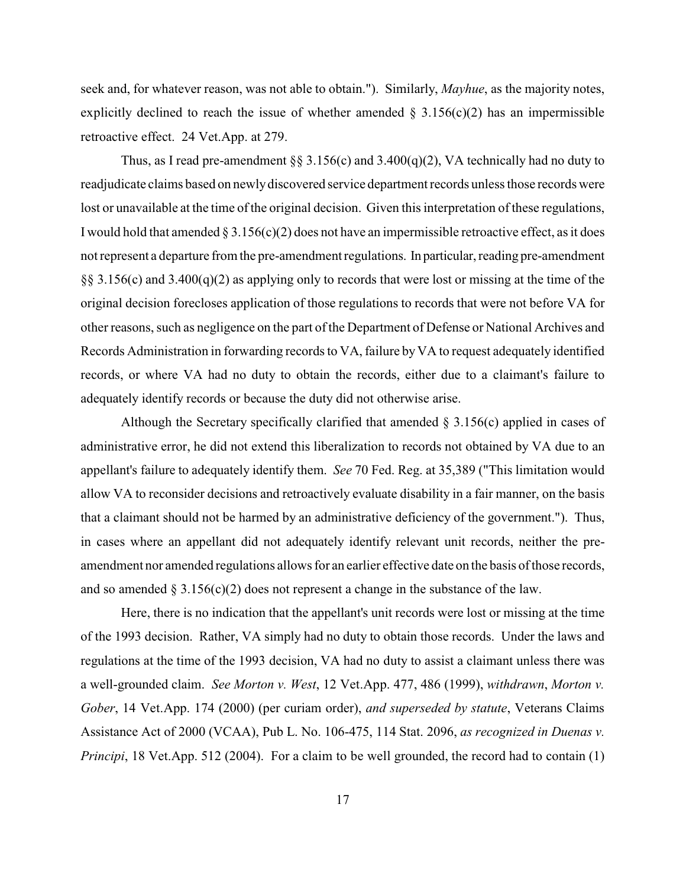seek and, for whatever reason, was not able to obtain."). Similarly, *Mayhue*, as the majority notes, explicitly declined to reach the issue of whether amended § 3.156(c)(2) has an impermissible retroactive effect. 24 Vet.App. at 279.

Thus, as I read pre-amendment §§ 3.156(c) and 3.400(q)(2), VA technically had no duty to readjudicate claims based on newly discovered service department records unless those records were lost or unavailable at the time of the original decision. Given this interpretation of these regulations, I would hold that amended § 3.156(c)(2) does not have an impermissible retroactive effect, as it does not represent a departure from the pre-amendment regulations. In particular, reading pre-amendment §§ 3.156(c) and 3.400(q)(2) as applying only to records that were lost or missing at the time of the original decision forecloses application of those regulations to records that were not before VA for other reasons, such as negligence on the part of the Department of Defense or National Archives and Records Administration in forwarding records to VA, failure by VA to request adequately identified records, or where VA had no duty to obtain the records, either due to a claimant's failure to adequately identify records or because the duty did not otherwise arise.

Although the Secretary specifically clarified that amended § 3.156(c) applied in cases of administrative error, he did not extend this liberalization to records not obtained by VA due to an appellant's failure to adequately identify them. *See* 70 Fed. Reg. at 35,389 ("This limitation would allow VA to reconsider decisions and retroactively evaluate disability in a fair manner, on the basis that a claimant should not be harmed by an administrative deficiency of the government."). Thus, in cases where an appellant did not adequately identify relevant unit records, neither the pre-amendment nor amended regulations allows for an earlier effective date on the basis of those records, and so amended § 3.156(c)(2) does not represent a change in the substance of the law.

Here, there is no indication that the appellant's unit records were lost or missing at the time of the 1993 decision. Rather, VA simply had no duty to obtain those records. Under the laws and regulations at the time of the 1993 decision, VA had no duty to assist a claimant unless there was a well-grounded claim. *See Morton v. West*, 12 Vet.App. 477, 486 (1999), *withdrawn*, *Morton v. Gober*, 14 Vet.App. 174 (2000) (per curiam order), *and superseded by statute*, Veterans Claims Assistance Act of 2000 (VCAA), Pub L. No. 106-475, 114 Stat. 2096, *as recognized in Duenas v. Principi*, 18 Vet.App. 512 (2004). For a claim to be well grounded, the record had to contain (1)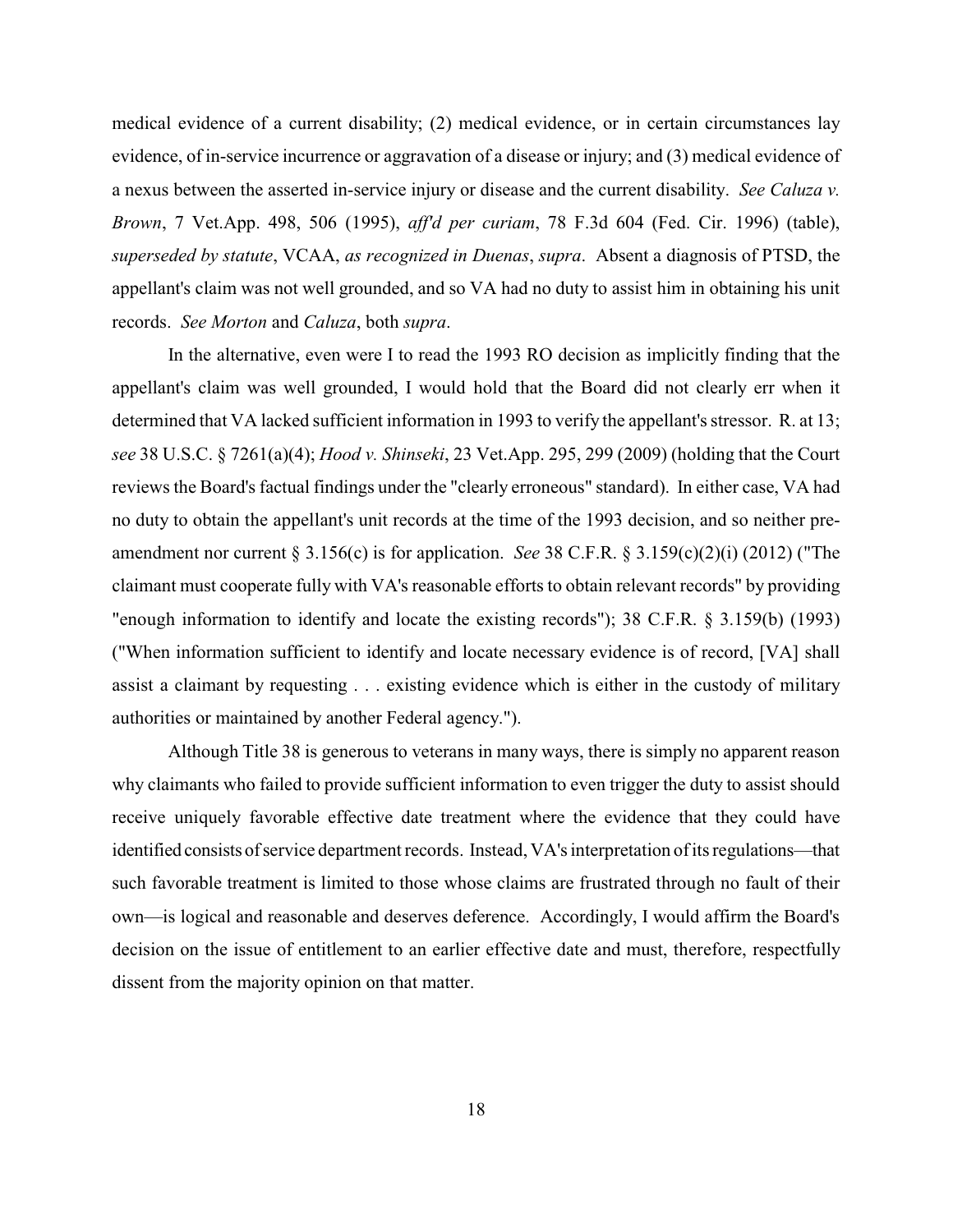medical evidence of a current disability; (2) medical evidence, or in certain circumstances lay evidence, of in-service incurrence or aggravation of a disease or injury; and (3) medical evidence of a nexus between the asserted in-service injury or disease and the current disability. *See Caluza v. Brown*, 7 Vet.App. 498, 506 (1995), *aff'd per curiam*, 78 F.3d 604 (Fed. Cir. 1996) (table), *superseded by statute*, VCAA, *as recognized in Duenas*, *supra*. Absent a diagnosis of PTSD, the appellant's claim was not well grounded, and so VA had no duty to assist him in obtaining his unit records. *See Morton* and *Caluza*, both *supra*.

In the alternative, even were I to read the 1993 RO decision as implicitly finding that the appellant's claim was well grounded, I would hold that the Board did not clearly err when it determined that VA lacked sufficient information in 1993 to verify the appellant's stressor. R. at 13; *see* 38 U.S.C. § 7261(a)(4); *Hood v. Shinseki*, 23 Vet.App. 295, 299 (2009) (holding that the Court reviews the Board's factual findings under the "clearly erroneous" standard). In either case, VA had no duty to obtain the appellant's unit records at the time of the 1993 decision, and so neither pre-amendment nor current § 3.156(c) is for application. *See* 38 C.F.R. § 3.159(c)(2)(i) (2012) ("The claimant must cooperate fully with VA's reasonable efforts to obtain relevant records" by providing "enough information to identify and locate the existing records"); 38 C.F.R. § 3.159(b) (1993) ("When information sufficient to identify and locate necessary evidence is of record, [VA] shall assist a claimant by requesting . . . existing evidence which is either in the custody of military authorities or maintained by another Federal agency.").

Although Title 38 is generous to veterans in many ways, there is simply no apparent reason why claimants who failed to provide sufficient information to even trigger the duty to assist should receive uniquely favorable effective date treatment where the evidence that they could have identified consists of service department records. Instead, VA's interpretation of its regulations—that such favorable treatment is limited to those whose claims are frustrated through no fault of their own—is logical and reasonable and deserves deference. Accordingly, I would affirm the Board's decision on the issue of entitlement to an earlier effective date and must, therefore, respectfully dissent from the majority opinion on that matter.